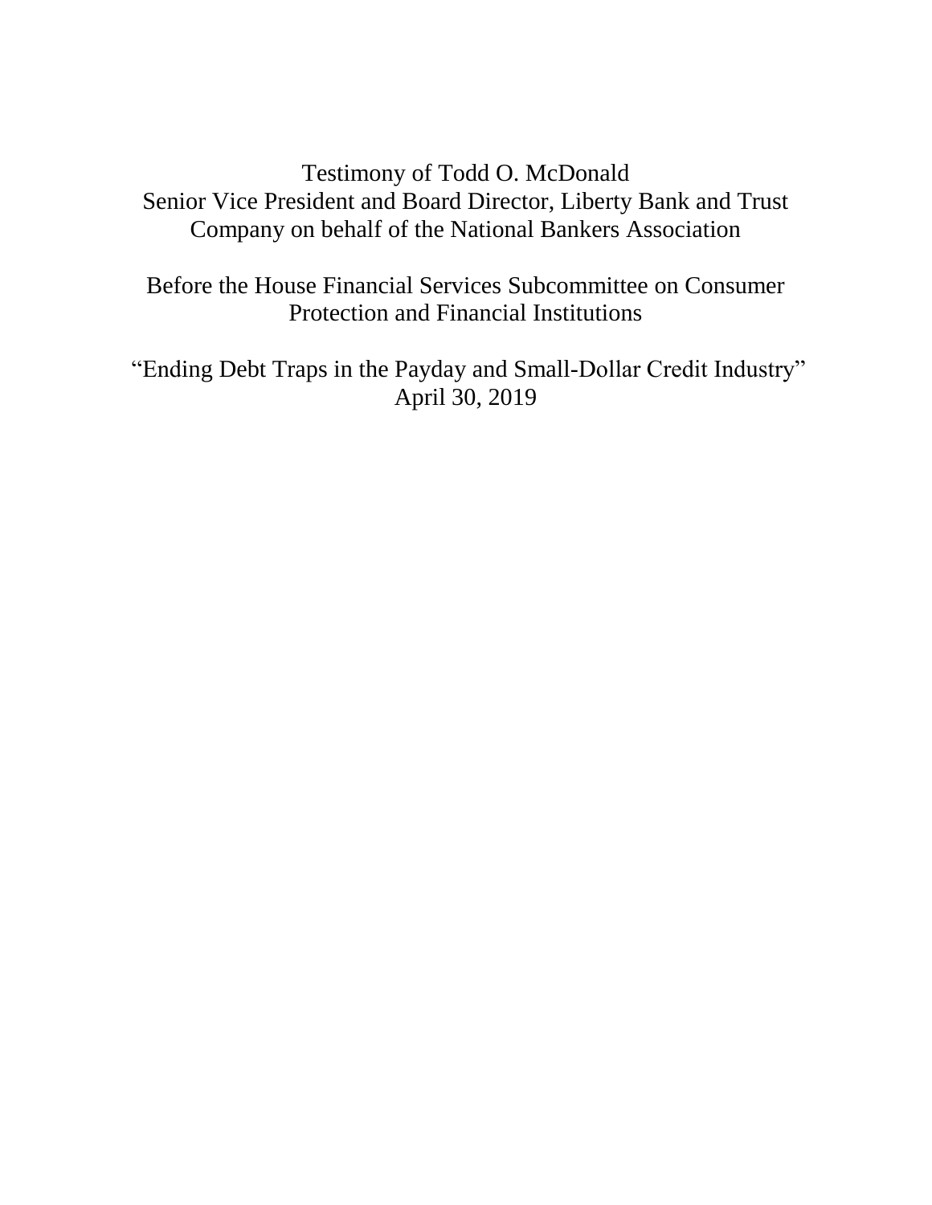Testimony of Todd O. McDonald
Senior Vice President and Board Director, Liberty Bank and Trust Company on behalf of the National Bankers Association

Before the House Financial Services Subcommittee on Consumer Protection and Financial Institutions

"Ending Debt Traps in the Payday and Small-Dollar Credit Industry"
April 30, 2019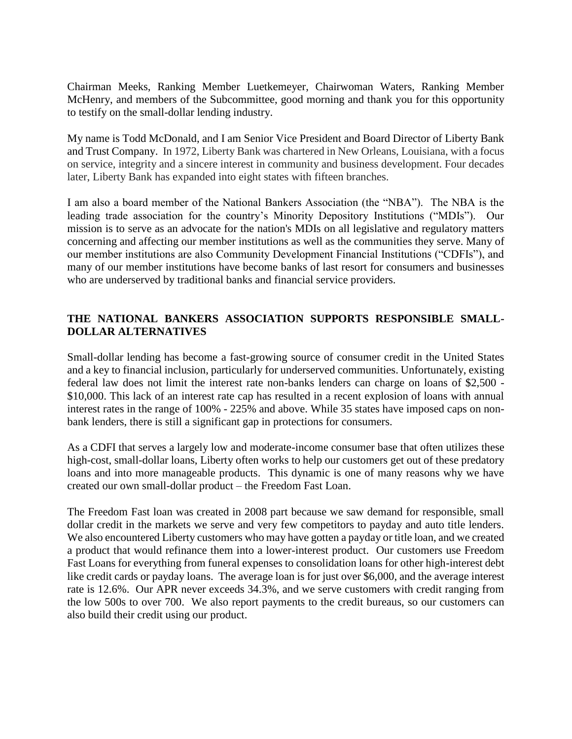Chairman Meeks, Ranking Member Luetkemeyer, Chairwoman Waters, Ranking Member McHenry, and members of the Subcommittee, good morning and thank you for this opportunity to testify on the small-dollar lending industry.

My name is Todd McDonald, and I am Senior Vice President and Board Director of Liberty Bank and Trust Company. In 1972, Liberty Bank was chartered in New Orleans, Louisiana, with a focus on service, integrity and a sincere interest in community and business development. Four decades later, Liberty Bank has expanded into eight states with fifteen branches.

I am also a board member of the National Bankers Association (the "NBA"). The NBA is the leading trade association for the country's Minority Depository Institutions ("MDIs"). Our mission is to serve as an advocate for the nation's MDIs on all legislative and regulatory matters concerning and affecting our member institutions as well as the communities they serve. Many of our member institutions are also Community Development Financial Institutions ("CDFIs"), and many of our member institutions have become banks of last resort for consumers and businesses who are underserved by traditional banks and financial service providers.

## THE NATIONAL BANKERS ASSOCIATION SUPPORTS RESPONSIBLE SMALL-DOLLAR ALTERNATIVES

Small-dollar lending has become a fast-growing source of consumer credit in the United States and a key to financial inclusion, particularly for underserved communities. Unfortunately, existing federal law does not limit the interest rate non-banks lenders can charge on loans of $2,500 - $10,000. This lack of an interest rate cap has resulted in a recent explosion of loans with annual interest rates in the range of 100% - 225% and above. While 35 states have imposed caps on non-bank lenders, there is still a significant gap in protections for consumers.

As a CDFI that serves a largely low and moderate-income consumer base that often utilizes these high-cost, small-dollar loans, Liberty often works to help our customers get out of these predatory loans and into more manageable products. This dynamic is one of many reasons why we have created our own small-dollar product – the Freedom Fast Loan.

The Freedom Fast loan was created in 2008 part because we saw demand for responsible, small dollar credit in the markets we serve and very few competitors to payday and auto title lenders. We also encountered Liberty customers who may have gotten a payday or title loan, and we created a product that would refinance them into a lower-interest product. Our customers use Freedom Fast Loans for everything from funeral expenses to consolidation loans for other high-interest debt like credit cards or payday loans. The average loan is for just over $6,000, and the average interest rate is 12.6%. Our APR never exceeds 34.3%, and we serve customers with credit ranging from the low 500s to over 700. We also report payments to the credit bureaus, so our customers can also build their credit using our product.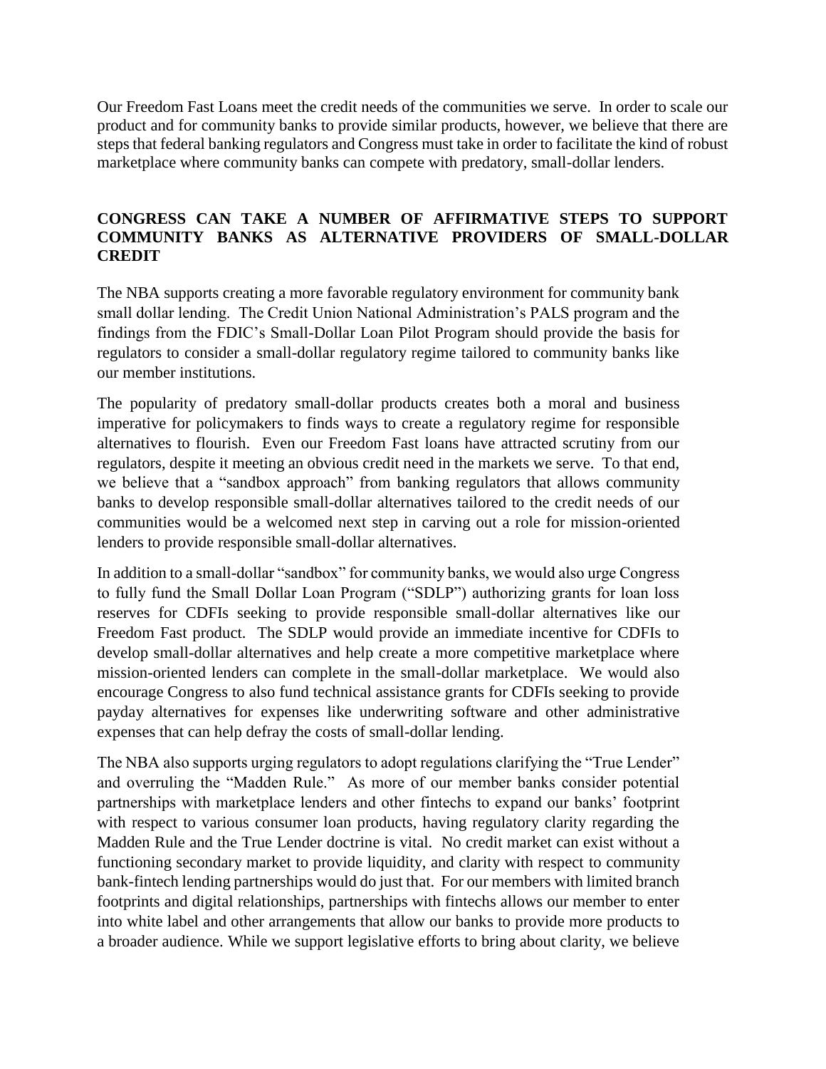Our Freedom Fast Loans meet the credit needs of the communities we serve. In order to scale our product and for community banks to provide similar products, however, we believe that there are steps that federal banking regulators and Congress must take in order to facilitate the kind of robust marketplace where community banks can compete with predatory, small-dollar lenders.

## CONGRESS CAN TAKE A NUMBER OF AFFIRMATIVE STEPS TO SUPPORT COMMUNITY BANKS AS ALTERNATIVE PROVIDERS OF SMALL-DOLLAR CREDIT

The NBA supports creating a more favorable regulatory environment for community bank small dollar lending. The Credit Union National Administration's PALS program and the findings from the FDIC's Small-Dollar Loan Pilot Program should provide the basis for regulators to consider a small-dollar regulatory regime tailored to community banks like our member institutions.

The popularity of predatory small-dollar products creates both a moral and business imperative for policymakers to finds ways to create a regulatory regime for responsible alternatives to flourish. Even our Freedom Fast loans have attracted scrutiny from our regulators, despite it meeting an obvious credit need in the markets we serve. To that end, we believe that a "sandbox approach" from banking regulators that allows community banks to develop responsible small-dollar alternatives tailored to the credit needs of our communities would be a welcomed next step in carving out a role for mission-oriented lenders to provide responsible small-dollar alternatives.

In addition to a small-dollar "sandbox" for community banks, we would also urge Congress to fully fund the Small Dollar Loan Program ("SDLP") authorizing grants for loan loss reserves for CDFIs seeking to provide responsible small-dollar alternatives like our Freedom Fast product. The SDLP would provide an immediate incentive for CDFIs to develop small-dollar alternatives and help create a more competitive marketplace where mission-oriented lenders can complete in the small-dollar marketplace. We would also encourage Congress to also fund technical assistance grants for CDFIs seeking to provide payday alternatives for expenses like underwriting software and other administrative expenses that can help defray the costs of small-dollar lending.

The NBA also supports urging regulators to adopt regulations clarifying the "True Lender" and overruling the "Madden Rule." As more of our member banks consider potential partnerships with marketplace lenders and other fintechs to expand our banks' footprint with respect to various consumer loan products, having regulatory clarity regarding the Madden Rule and the True Lender doctrine is vital. No credit market can exist without a functioning secondary market to provide liquidity, and clarity with respect to community bank-fintech lending partnerships would do just that. For our members with limited branch footprints and digital relationships, partnerships with fintechs allows our member to enter into white label and other arrangements that allow our banks to provide more products to a broader audience. While we support legislative efforts to bring about clarity, we believe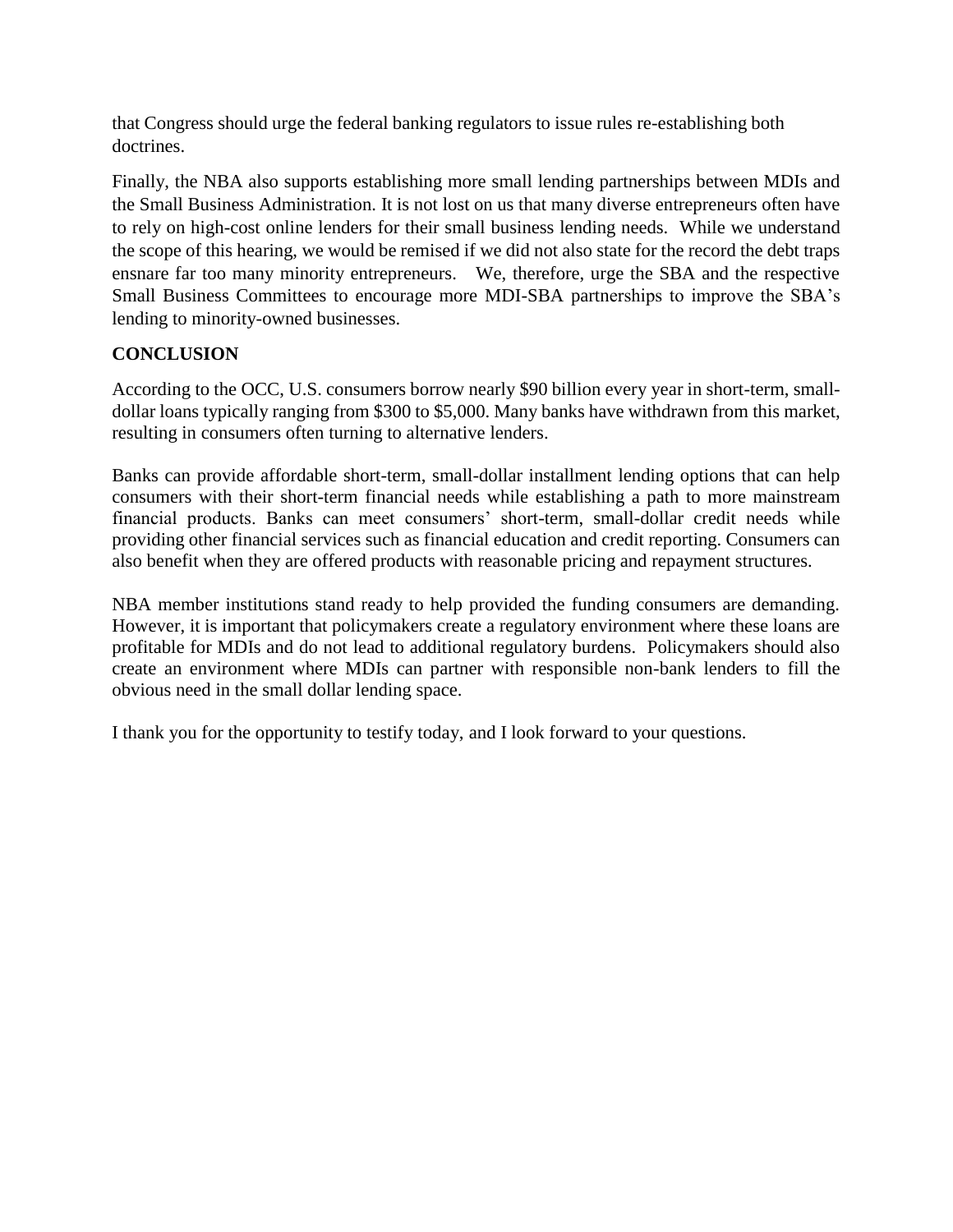that Congress should urge the federal banking regulators to issue rules re-establishing both doctrines.

Finally, the NBA also supports establishing more small lending partnerships between MDIs and the Small Business Administration. It is not lost on us that many diverse entrepreneurs often have to rely on high-cost online lenders for their small business lending needs. While we understand the scope of this hearing, we would be remised if we did not also state for the record the debt traps ensnare far too many minority entrepreneurs. We, therefore, urge the SBA and the respective Small Business Committees to encourage more MDI-SBA partnerships to improve the SBA's lending to minority-owned businesses.

**CONCLUSION**

According to the OCC, U.S. consumers borrow nearly $90 billion every year in short-term, small-dollar loans typically ranging from $300 to $5,000. Many banks have withdrawn from this market, resulting in consumers often turning to alternative lenders.

Banks can provide affordable short-term, small-dollar installment lending options that can help consumers with their short-term financial needs while establishing a path to more mainstream financial products. Banks can meet consumers' short-term, small-dollar credit needs while providing other financial services such as financial education and credit reporting. Consumers can also benefit when they are offered products with reasonable pricing and repayment structures.

NBA member institutions stand ready to help provided the funding consumers are demanding. However, it is important that policymakers create a regulatory environment where these loans are profitable for MDIs and do not lead to additional regulatory burdens. Policymakers should also create an environment where MDIs can partner with responsible non-bank lenders to fill the obvious need in the small dollar lending space.

I thank you for the opportunity to testify today, and I look forward to your questions.